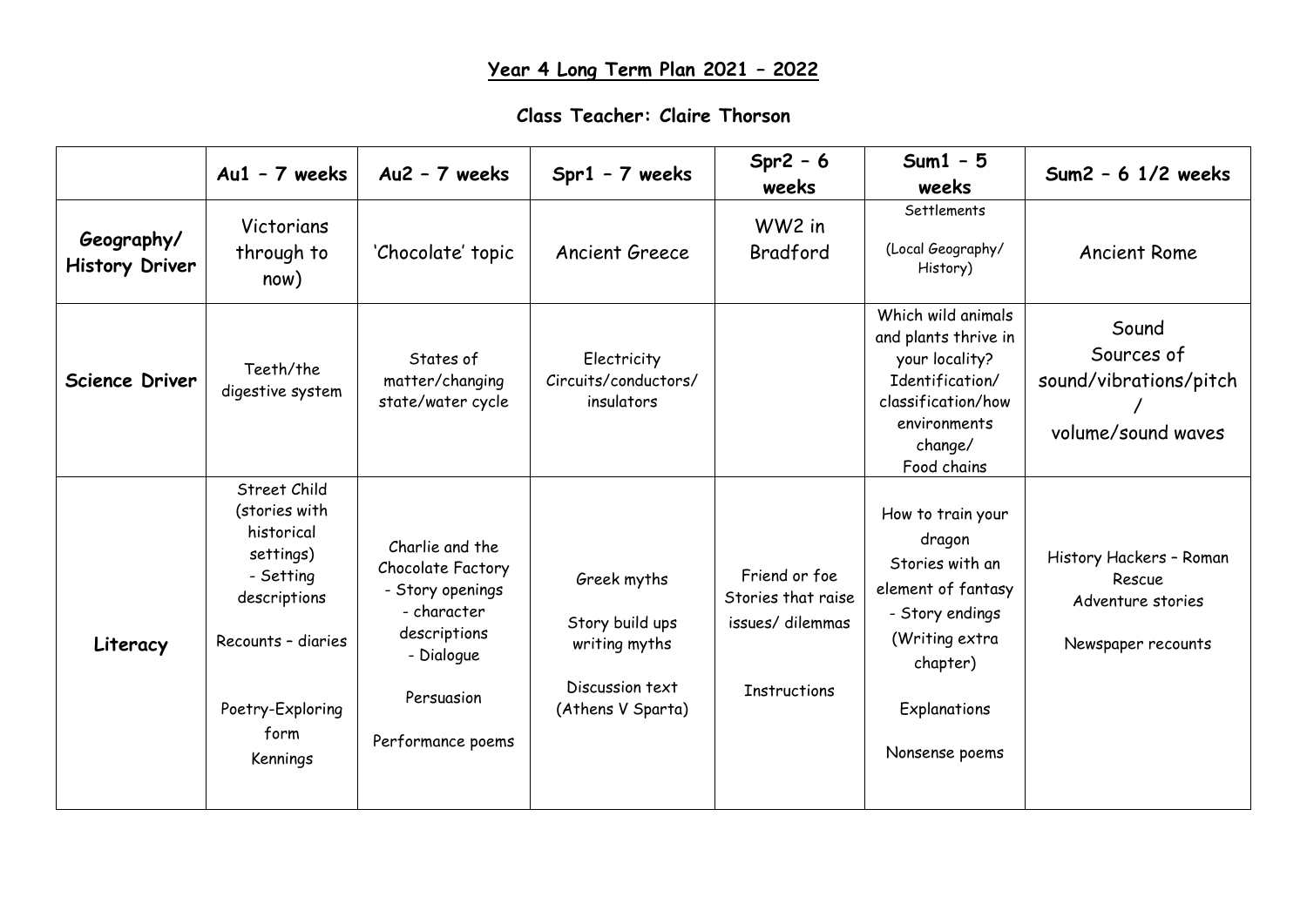# Year 4 Long Term Plan 2021 – 2022

## Class Teacher: Claire Thorson

| | Au1 – 7 weeks | Au2 – 7 weeks | Spr1 – 7 weeks | Spr2 – 6 weeks | Sum1 – 5 weeks | Sum2 – 6 1/2 weeks |
|---|---|---|---|---|---|---|
| **Geography/ History Driver** | Victorians through to now) | 'Chocolate' topic | Ancient Greece | WW2 in Bradford | Settlements<br><br>(Local Geography/ History) | Ancient Rome |
| **Science Driver** | Teeth/the digestive system | States of matter/changing state/water cycle | Electricity Circuits/conductors/ insulators | | Which wild animals and plants thrive in your locality? Identification/ classification/how environments change/ Food chains | Sound<br>Sources of sound/vibrations/pitch /<br>volume/sound waves |
| **Literacy** | Street Child (stories with historical settings)<br>- Setting descriptions<br><br>Recounts – diaries<br><br>Poetry-Exploring form<br>Kennings | Charlie and the Chocolate Factory<br>- Story openings<br>- character descriptions<br>- Dialogue<br><br>Persuasion<br><br>Performance poems | Greek myths<br><br>Story build ups writing myths<br><br>Discussion text (Athens V Sparta) | Friend or foe<br>Stories that raise issues/ dilemmas<br><br>Instructions | How to train your dragon<br>Stories with an element of fantasy<br>- Story endings (Writing extra chapter)<br><br>Explanations<br><br>Nonsense poems | History Hackers – Roman Rescue<br>Adventure stories<br><br>Newspaper recounts |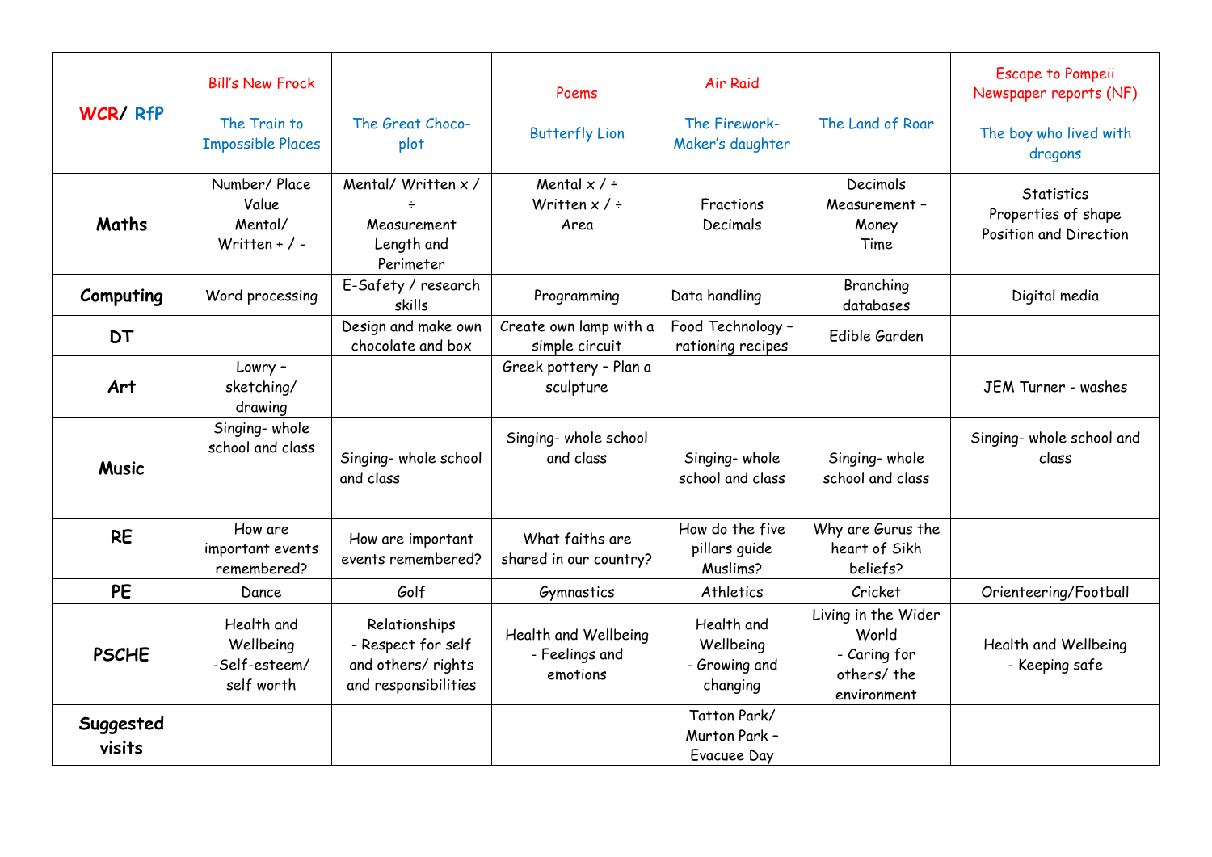| WCR/ RfP | Bill's New Frock<br><br>The Train to Impossible Places | The Great Choco-plot | Poems<br><br>Butterfly Lion | Air Raid<br><br>The Firework-Maker's daughter | The Land of Roar | Escape to Pompeii Newspaper reports (NF)<br><br>The boy who lived with dragons |
|---|---|---|---|---|---|---|
| **Maths** | Number/ Place Value<br>Mental/ Written + / - | Mental/ Written x / ÷<br>Measurement Length and Perimeter | Mental x / ÷<br>Written x / ÷<br>Area | Fractions<br>Decimals | Decimals<br>Measurement – Money<br>Time | Statistics<br>Properties of shape<br>Position and Direction |
| **Computing** | Word processing | E-Safety / research skills | Programming | Data handling | Branching databases | Digital media |
| **DT** | | Design and make own chocolate and box | Create own lamp with a simple circuit | Food Technology – rationing recipes | Edible Garden | |
| **Art** | Lowry – sketching/ drawing | | Greek pottery – Plan a sculpture | | | JEM Turner - washes |
| **Music** | Singing- whole school and class | Singing- whole school and class | Singing- whole school and class | Singing- whole school and class | Singing- whole school and class | Singing- whole school and class |
| **RE** | How are important events remembered? | How are important events remembered? | What faiths are shared in our country? | How do the five pillars guide Muslims? | Why are Gurus the heart of Sikh beliefs? | |
| **PE** | Dance | Golf | Gymnastics | Athletics | Cricket | Orienteering/Football |
| **PSCHE** | Health and Wellbeing<br>-Self-esteem/ self worth | Relationships<br>- Respect for self and others/ rights and responsibilities | Health and Wellbeing<br>- Feelings and emotions | Health and Wellbeing<br>- Growing and changing | Living in the Wider World<br>- Caring for others/ the environment | Health and Wellbeing<br>- Keeping safe |
| **Suggested visits** | | | | Tatton Park/ Murton Park – Evacuee Day | | |